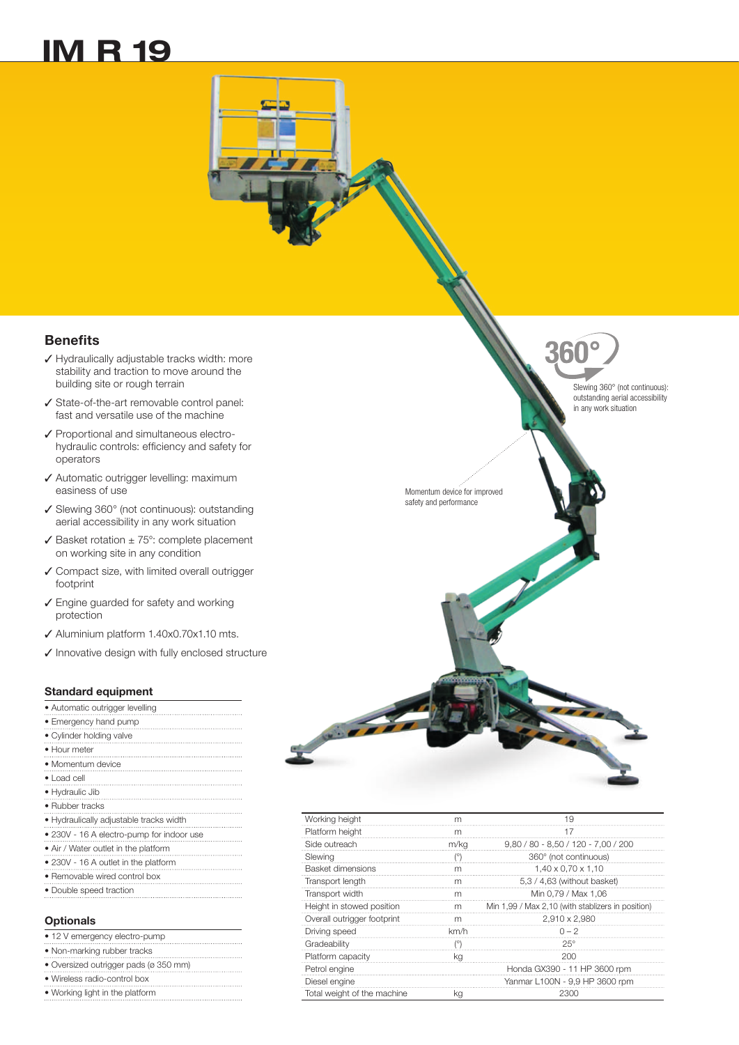# IM R 19

360°

Slewing 360° (not continuous): outstanding aerial accessibility in any work situation

Momentum device for improved safety and performance

## Benefits

- ✓ Hydraulically adjustable tracks width: more stability and traction to move around the building site or rough terrain
- ✓ State-of-the-art removable control panel: fast and versatile use of the machine
- ✓ Proportional and simultaneous electro-hydraulic controls: efficiency and safety for operators
- ✓ Automatic outrigger levelling: maximum easiness of use
- ✓ Slewing 360° (not continuous): outstanding aerial accessibility in any work situation
- ✓ Basket rotation ± 75°: complete placement on working site in any condition
- ✓ Compact size, with limited overall outrigger footprint
- ✓ Engine guarded for safety and working protection
- ✓ Aluminium platform 1.40x0.70x1.10 mts.
- ✓ Innovative design with fully enclosed structure

### Standard equipment

- Automatic outrigger levelling
- Emergency hand pump
- Cylinder holding valve
- Hour meter
- Momentum device
- Load cell
- Hydraulic Jib
- Rubber tracks
- Hydraulically adjustable tracks width
- 230V - 16 A electro-pump for indoor use
- Air / Water outlet in the platform
- 230V - 16 A outlet in the platform
- Removable wired control box
- Double speed traction

### Optionals

- 12 V emergency electro-pump
- Non-marking rubber tracks
- Oversized outrigger pads (ø 350 mm)
- Wireless radio-control box
- Working light in the platform

| | | |
|---|---|---|
| Working height | m | 19 |
| Platform height | m | 17 |
| Side outreach | m/kg | 9,80 / 80 - 8,50 / 120 - 7,00 / 200 |
| Slewing | (°) | 360° (not continuous) |
| Basket dimensions | m | 1,40 x 0,70 x 1,10 |
| Transport length | m | 5,3 / 4,63 (without basket) |
| Transport width | m | Min 0,79 / Max 1,06 |
| Height in stowed position | m | Min 1,99 / Max 2,10 (with stablizers in position) |
| Overall outrigger footprint | m | 2,910 x 2,980 |
| Driving speed | km/h | 0 – 2 |
| Gradeability | (°) | 25° |
| Platform capacity | kg | 200 |
| Petrol engine | | Honda GX390 - 11 HP 3600 rpm |
| Diesel engine | | Yanmar L100N - 9,9 HP 3600 rpm |
| Total weight of the machine | kg | 2300 |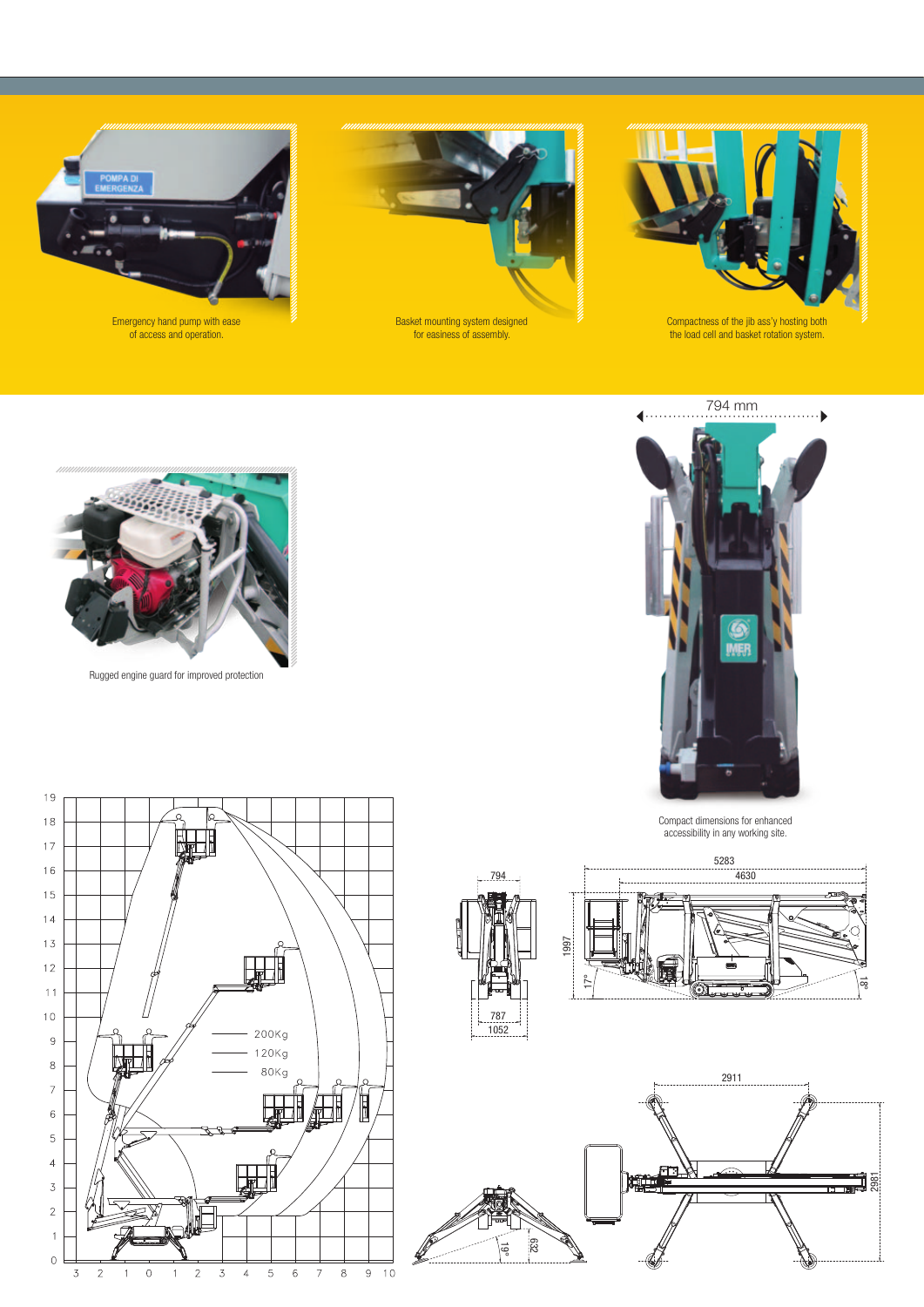Emergency hand pump with ease of access and operation.

Basket mounting system designed for easiness of assembly.

Compactness of the jib ass'y hosting both the load cell and basket rotation system.

Rugged engine guard for improved protection

794 mm

Compact dimensions for enhanced accessibility in any working site.

19
18
17
16
15
14
13
12
11
10
9
8
7
6
5
4
3
2
1
0

3 2 1 0 1 2 3 4 5 6 7 8 9 10

200Kg
120Kg
80Kg

794
787
1052

5283
4630
1997
17°
18°

2911
2981

19°
632